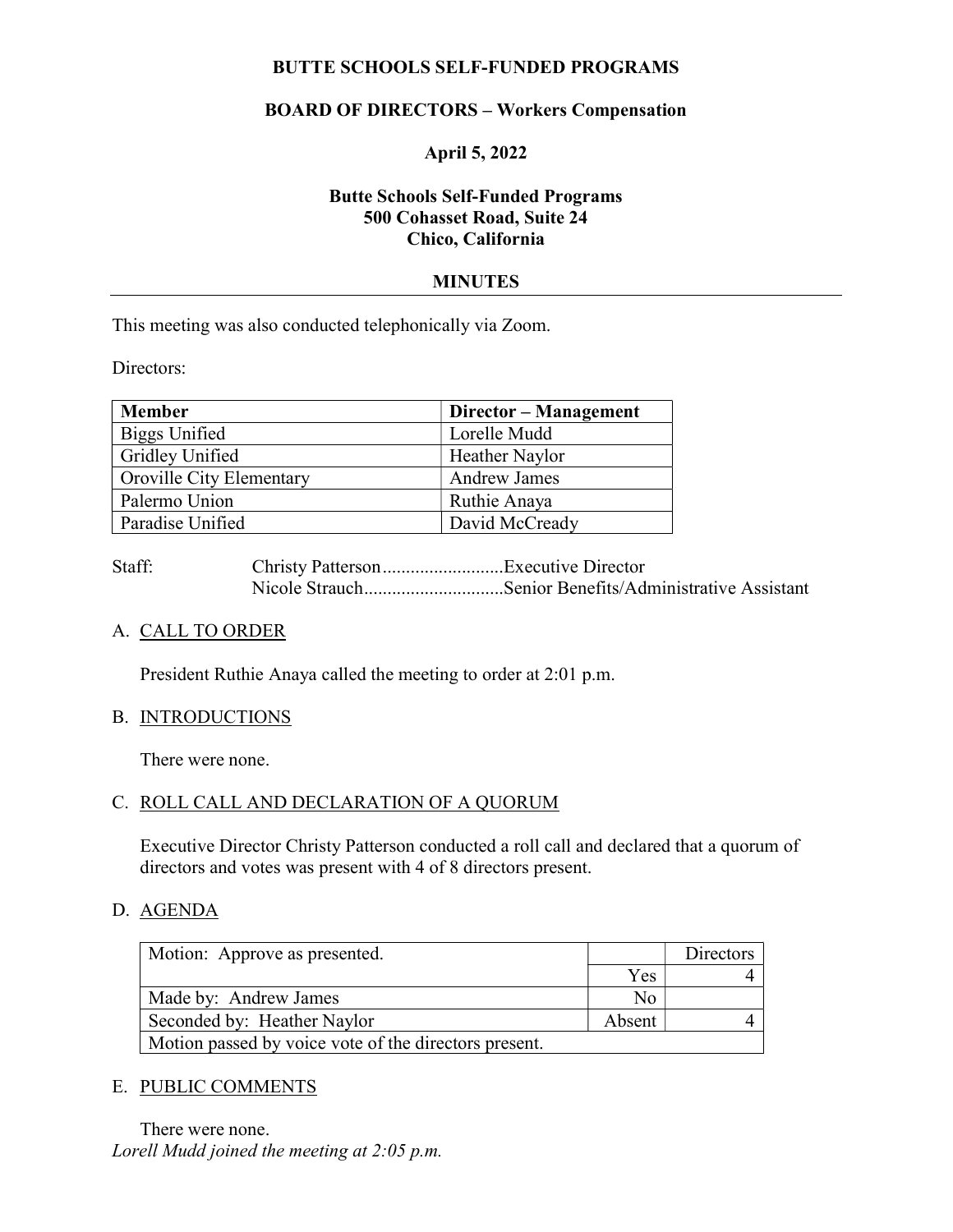**BUTTE SCHOOLS SELF-FUNDED PROGRAMS**

**BOARD OF DIRECTORS – Workers Compensation**

**April 5, 2022**

**Butte Schools Self-Funded Programs**
**500 Cohasset Road, Suite 24**
**Chico, California**

## MINUTES

This meeting was also conducted telephonically via Zoom.

Directors:

| Member | Director – Management |
|---|---|
| Biggs Unified | Lorelle Mudd |
| Gridley Unified | Heather Naylor |
| Oroville City Elementary | Andrew James |
| Palermo Union | Ruthie Anaya |
| Paradise Unified | David McCready |

Staff: Christy Patterson..........................Executive Director
Nicole Strauch..............................Senior Benefits/Administrative Assistant

A. CALL TO ORDER

President Ruthie Anaya called the meeting to order at 2:01 p.m.

B. INTRODUCTIONS

There were none.

C. ROLL CALL AND DECLARATION OF A QUORUM

Executive Director Christy Patterson conducted a roll call and declared that a quorum of directors and votes was present with 4 of 8 directors present.

D. AGENDA

| Motion: Approve as presented. | | Directors |
|---|---|---|
| | Yes | 4 |
| Made by: Andrew James | No | |
| Seconded by: Heather Naylor | Absent | 4 |
| Motion passed by voice vote of the directors present. | | |

E. PUBLIC COMMENTS

There were none.

*Lorell Mudd joined the meeting at 2:05 p.m.*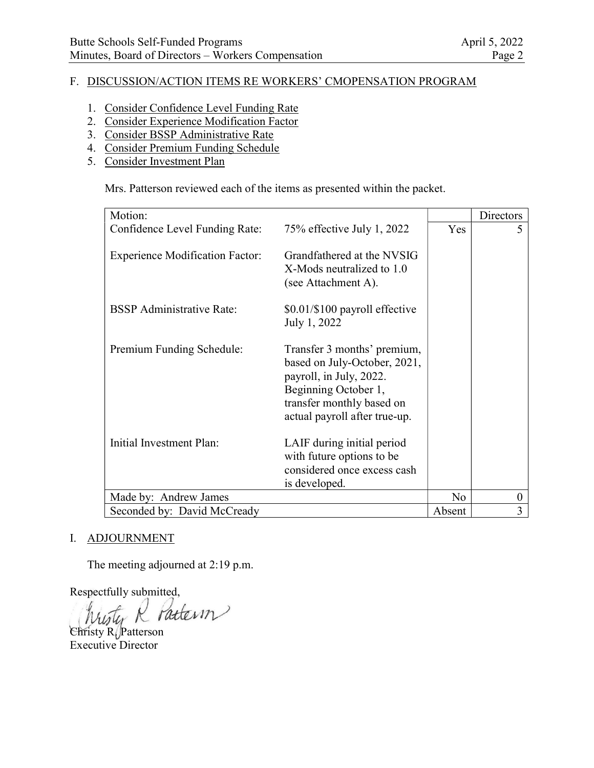## F. DISCUSSION/ACTION ITEMS RE WORKERS' CMOPENSATION PROGRAM

1. Consider Confidence Level Funding Rate
2. Consider Experience Modification Factor
3. Consider BSSP Administrative Rate
4. Consider Premium Funding Schedule
5. Consider Investment Plan

Mrs. Patterson reviewed each of the items as presented within the packet.

| Motion: | | | Directors |
|---|---|---|---|
| Confidence Level Funding Rate: | 75% effective July 1, 2022 | Yes | 5 |
| Experience Modification Factor: | Grandfathered at the NVSIG X-Mods neutralized to 1.0 (see Attachment A). | | |
| BSSP Administrative Rate: | $0.01/$100 payroll effective July 1, 2022 | | |
| Premium Funding Schedule: | Transfer 3 months' premium, based on July-October, 2021, payroll, in July, 2022. Beginning October 1, transfer monthly based on actual payroll after true-up. | | |
| Initial Investment Plan: | LAIF during initial period with future options to be considered once excess cash is developed. | | |
| Made by: Andrew James | | No | 0 |
| Seconded by: David McCready | | Absent | 3 |

## I. ADJOURNMENT

The meeting adjourned at 2:19 p.m.

Respectfully submitted,

Christy R. Patterson
Executive Director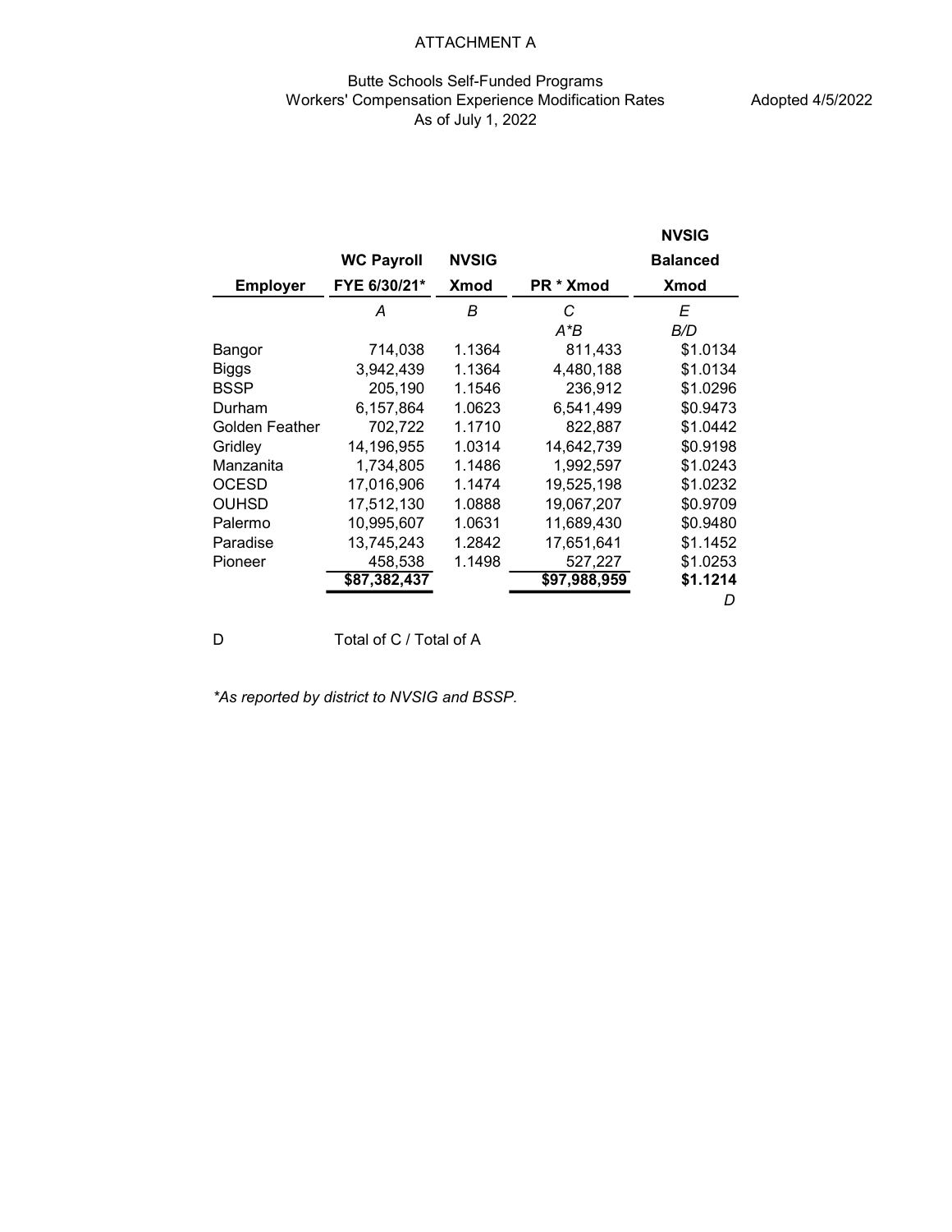ATTACHMENT A

Butte Schools Self-Funded Programs
Workers' Compensation Experience Modification Rates
As of July 1, 2022

Adopted 4/5/2022

| Employer | WC Payroll FYE 6/30/21* | NVSIG Xmod | PR * Xmod | NVSIG Balanced Xmod |
|---|---|---|---|---|
| | *A* | *B* | *C* | *E* |
| | | | *A*B* | *B/D* |
| Bangor | 714,038 | 1.1364 | 811,433 | $1.0134 |
| Biggs | 3,942,439 | 1.1364 | 4,480,188 | $1.0134 |
| BSSP | 205,190 | 1.1546 | 236,912 | $1.0296 |
| Durham | 6,157,864 | 1.0623 | 6,541,499 | $0.9473 |
| Golden Feather | 702,722 | 1.1710 | 822,887 | $1.0442 |
| Gridley | 14,196,955 | 1.0314 | 14,642,739 | $0.9198 |
| Manzanita | 1,734,805 | 1.1486 | 1,992,597 | $1.0243 |
| OCESD | 17,016,906 | 1.1474 | 19,525,198 | $1.0232 |
| OUHSD | 17,512,130 | 1.0888 | 19,067,207 | $0.9709 |
| Palermo | 10,995,607 | 1.0631 | 11,689,430 | $0.9480 |
| Paradise | 13,745,243 | 1.2842 | 17,651,641 | $1.1452 |
| Pioneer | 458,538 | 1.1498 | 527,227 | $1.0253 |
| | **$87,382,437** | | **$97,988,959** | **$1.1214** |
| | | | | *D* |

D Total of C / Total of A

*\*As reported by district to NVSIG and BSSP.*